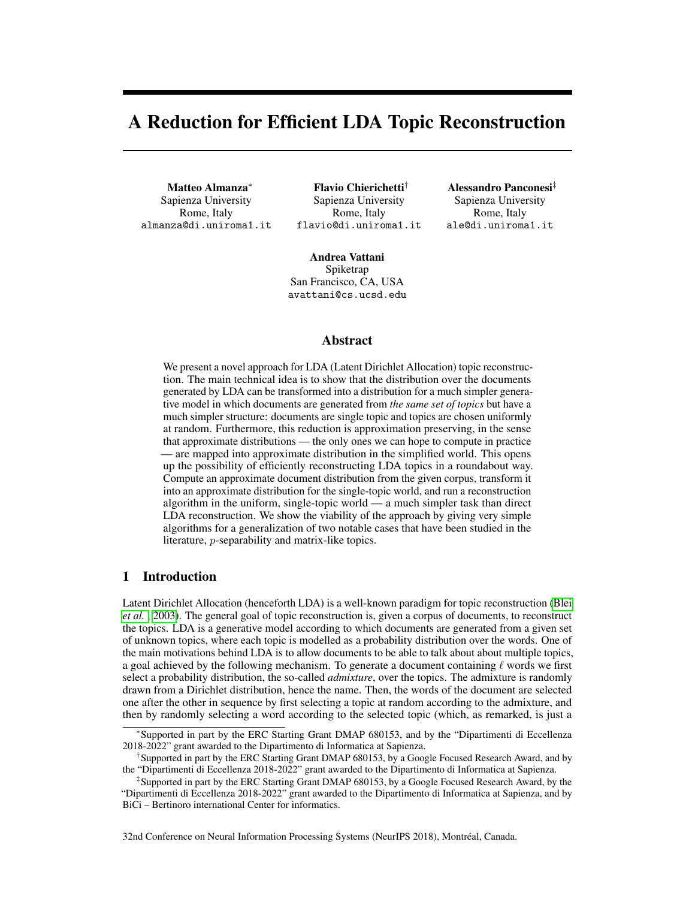# A Reduction for Efficient LDA Topic Reconstruction

**Matteo Almanza**[*]
Sapienza University
Rome, Italy
almanza@di.uniroma1.it

**Flavio Chierichetti**[†]
Sapienza University
Rome, Italy
flavio@di.uniroma1.it

**Alessandro Panconesi**[‡]
Sapienza University
Rome, Italy
ale@di.uniroma1.it

**Andrea Vattani**
Spiketrap
San Francisco, CA, USA
avattani@cs.ucsd.edu

## Abstract

We present a novel approach for LDA (Latent Dirichlet Allocation) topic reconstruction. The main technical idea is to show that the distribution over the documents generated by LDA can be transformed into a distribution for a much simpler generative model in which documents are generated from *the same set of topics* but have a much simpler structure: documents are single topic and topics are chosen uniformly at random. Furthermore, this reduction is approximation preserving, in the sense that approximate distributions — the only ones we can hope to compute in practice — are mapped into approximate distribution in the simplified world. This opens up the possibility of efficiently reconstructing LDA topics in a roundabout way. Compute an approximate document distribution from the given corpus, transform it into an approximate distribution for the single-topic world, and run a reconstruction algorithm in the uniform, single-topic world — a much simpler task than direct LDA reconstruction. We show the viability of the approach by giving very simple algorithms for a generalization of two notable cases that have been studied in the literature, $p$-separability and matrix-like topics.

## 1 Introduction

Latent Dirichlet Allocation (henceforth LDA) is a well-known paradigm for topic reconstruction (Blei *et al.*, 2003). The general goal of topic reconstruction is, given a corpus of documents, to reconstruct the topics. LDA is a generative model according to which documents are generated from a given set of unknown topics, where each topic is modelled as a probability distribution over the words. One of the main motivations behind LDA is to allow documents to be able to talk about about multiple topics, a goal achieved by the following mechanism. To generate a document containing $\ell$ words we first select a probability distribution, the so-called *admixture*, over the topics. The admixture is randomly drawn from a Dirichlet distribution, hence the name. Then, the words of the document are selected one after the other in sequence by first selecting a topic at random according to the admixture, and then by randomly selecting a word according to the selected topic (which, as remarked, is just a

[*] Supported in part by the ERC Starting Grant DMAP 680153, and by the "Dipartimenti di Eccellenza 2018-2022" grant awarded to the Dipartimento di Informatica at Sapienza.

[†] Supported in part by the ERC Starting Grant DMAP 680153, by a Google Focused Research Award, and by the "Dipartimenti di Eccellenza 2018-2022" grant awarded to the Dipartimento di Informatica at Sapienza.

[‡] Supported in part by the ERC Starting Grant DMAP 680153, by a Google Focused Research Award, by the "Dipartimenti di Eccellenza 2018-2022" grant awarded to the Dipartimento di Informatica at Sapienza, and by BiCi – Bertinoro international Center for informatics.

32nd Conference on Neural Information Processing Systems (NeurIPS 2018), Montréal, Canada.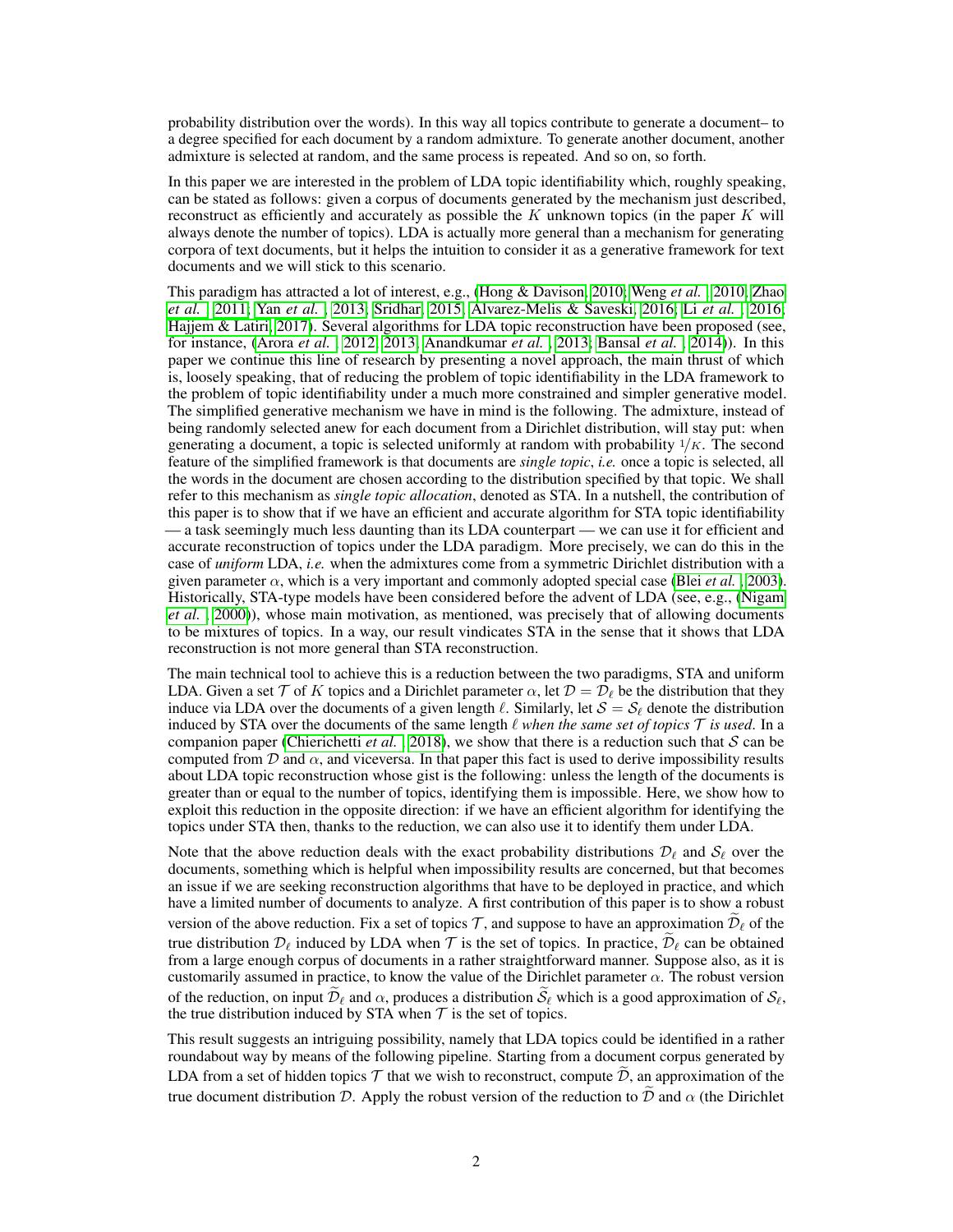probability distribution over the words). In this way all topics contribute to generate a document– to a degree specified for each document by a random admixture. To generate another document, another admixture is selected at random, and the same process is repeated. And so on, so forth.

In this paper we are interested in the problem of LDA topic identifiability which, roughly speaking, can be stated as follows: given a corpus of documents generated by the mechanism just described, reconstruct as efficiently and accurately as possible the $K$ unknown topics (in the paper $K$ will always denote the number of topics). LDA is actually more general than a mechanism for generating corpora of text documents, but it helps the intuition to consider it as a generative framework for text documents and we will stick to this scenario.

This paradigm has attracted a lot of interest, e.g., (Hong & Davison, 2010; Weng *et al.*, 2010; Zhao *et al.*, 2011; Yan *et al.*, 2013; Sridhar, 2015; Alvarez-Melis & Saveski, 2016; Li *et al.*, 2016; Hajjem & Latiri, 2017). Several algorithms for LDA topic reconstruction have been proposed (see, for instance, (Arora *et al.*, 2012, 2013; Anandkumar *et al.*, 2013; Bansal *et al.*, 2014)). In this paper we continue this line of research by presenting a novel approach, the main thrust of which is, loosely speaking, that of reducing the problem of topic identifiability in the LDA framework to the problem of topic identifiability under a much more constrained and simpler generative model. The simplified generative mechanism we have in mind is the following. The admixture, instead of being randomly selected anew for each document from a Dirichlet distribution, will stay put: when generating a document, a topic is selected uniformly at random with probability $1/K$. The second feature of the simplified framework is that documents are *single topic*, *i.e.* once a topic is selected, all the words in the document are chosen according to the distribution specified by that topic. We shall refer to this mechanism as *single topic allocation*, denoted as STA. In a nutshell, the contribution of this paper is to show that if we have an efficient and accurate algorithm for STA topic identifiability — a task seemingly much less daunting than its LDA counterpart — we can use it for efficient and accurate reconstruction of topics under the LDA paradigm. More precisely, we can do this in the case of *uniform* LDA, *i.e.* when the admixtures come from a symmetric Dirichlet distribution with a given parameter $\alpha$, which is a very important and commonly adopted special case (Blei *et al.*, 2003). Historically, STA-type models have been considered before the advent of LDA (see, e.g., (Nigam *et al.*, 2000)), whose main motivation, as mentioned, was precisely that of allowing documents to be mixtures of topics. In a way, our result vindicates STA in the sense that it shows that LDA reconstruction is not more general than STA reconstruction.

The main technical tool to achieve this is a reduction between the two paradigms, STA and uniform LDA. Given a set $\mathcal{T}$ of $K$ topics and a Dirichlet parameter $\alpha$, let $\mathcal{D} = \mathcal{D}_\ell$ be the distribution that they induce via LDA over the documents of a given length $\ell$. Similarly, let $\mathcal{S} = \mathcal{S}_\ell$ denote the distribution induced by STA over the documents of the same length $\ell$ *when the same set of topics* $\mathcal{T}$ *is used*. In a companion paper (Chierichetti *et al.*, 2018), we show that there is a reduction such that $\mathcal{S}$ can be computed from $\mathcal{D}$ and $\alpha$, and viceversa. In that paper this fact is used to derive impossibility results about LDA topic reconstruction whose gist is the following: unless the length of the documents is greater than or equal to the number of topics, identifying them is impossible. Here, we show how to exploit this reduction in the opposite direction: if we have an efficient algorithm for identifying the topics under STA then, thanks to the reduction, we can also use it to identify them under LDA.

Note that the above reduction deals with the exact probability distributions $\mathcal{D}_\ell$ and $\mathcal{S}_\ell$ over the documents, something which is helpful when impossibility results are concerned, but that becomes an issue if we are seeking reconstruction algorithms that have to be deployed in practice, and which have a limited number of documents to analyze. A first contribution of this paper is to show a robust version of the above reduction. Fix a set of topics $\mathcal{T}$, and suppose to have an approximation $\widetilde{\mathcal{D}}_\ell$ of the true distribution $\mathcal{D}_\ell$ induced by LDA when $\mathcal{T}$ is the set of topics. In practice, $\widetilde{\mathcal{D}}_\ell$ can be obtained from a large enough corpus of documents in a rather straightforward manner. Suppose also, as it is customarily assumed in practice, to know the value of the Dirichlet parameter $\alpha$. The robust version of the reduction, on input $\widetilde{\mathcal{D}}_\ell$ and $\alpha$, produces a distribution $\widetilde{\mathcal{S}}_\ell$ which is a good approximation of $\mathcal{S}_\ell$, the true distribution induced by STA when $\mathcal{T}$ is the set of topics.

This result suggests an intriguing possibility, namely that LDA topics could be identified in a rather roundabout way by means of the following pipeline. Starting from a document corpus generated by LDA from a set of hidden topics $\mathcal{T}$ that we wish to reconstruct, compute $\widetilde{\mathcal{D}}$, an approximation of the true document distribution $\mathcal{D}$. Apply the robust version of the reduction to $\widetilde{\mathcal{D}}$ and $\alpha$ (the Dirichlet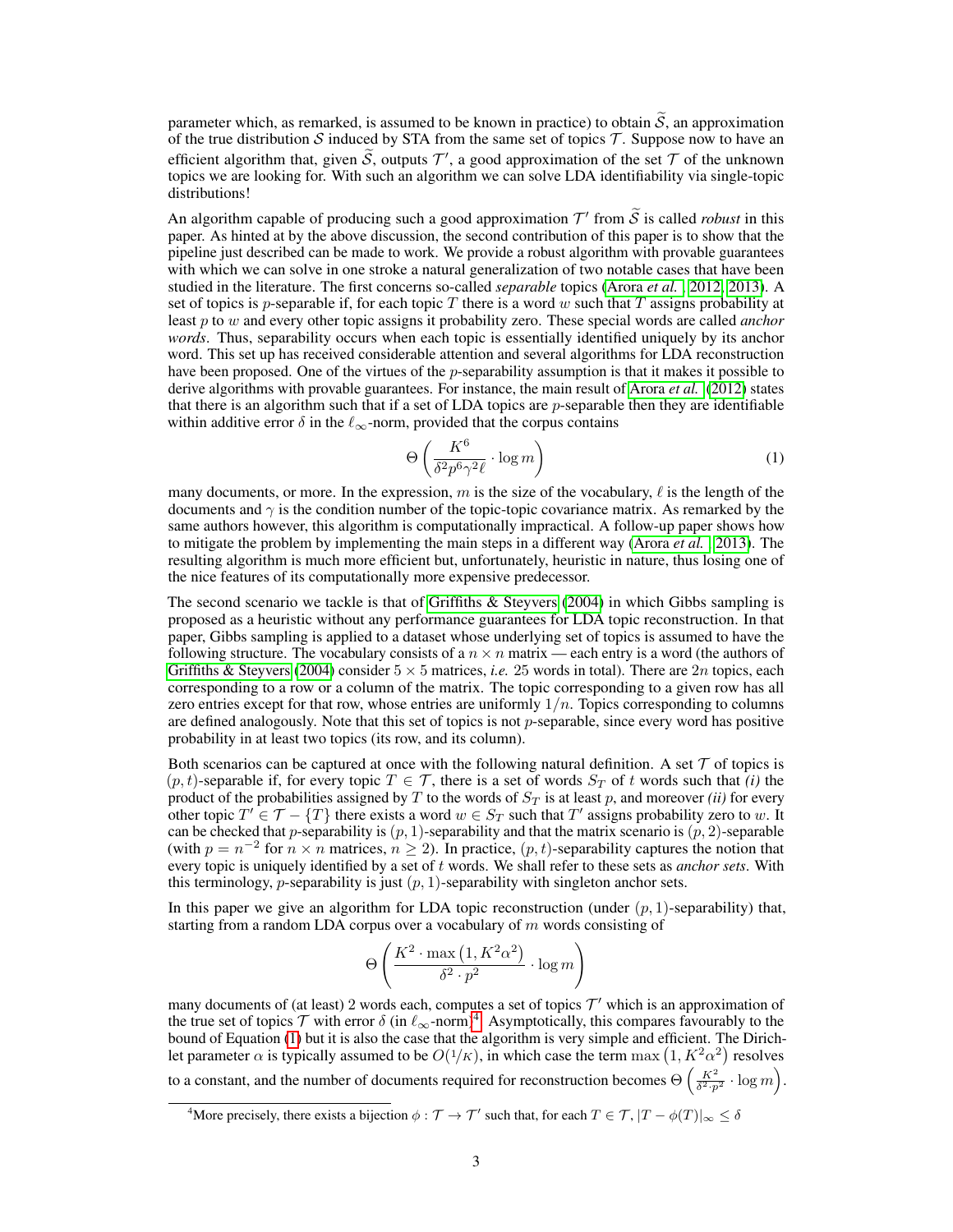parameter which, as remarked, is assumed to be known in practice) to obtain $\widetilde{\mathcal{S}}$, an approximation of the true distribution $\mathcal{S}$ induced by STA from the same set of topics $\mathcal{T}$. Suppose now to have an efficient algorithm that, given $\widetilde{\mathcal{S}}$, outputs $\mathcal{T}'$, a good approximation of the set $\mathcal{T}$ of the unknown topics we are looking for. With such an algorithm we can solve LDA identifiability via single-topic distributions!

An algorithm capable of producing such a good approximation $\mathcal{T}'$ from $\widetilde{\mathcal{S}}$ is called *robust* in this paper. As hinted at by the above discussion, the second contribution of this paper is to show that the pipeline just described can be made to work. We provide a robust algorithm with provable guarantees with which we can solve in one stroke a natural generalization of two notable cases that have been studied in the literature. The first concerns so-called *separable* topics (Arora *et al.*, 2012, 2013). A set of topics is $p$-separable if, for each topic $T$ there is a word $w$ such that $T$ assigns probability at least $p$ to $w$ and every other topic assigns it probability zero. These special words are called *anchor words*. Thus, separability occurs when each topic is essentially identified uniquely by its anchor word. This set up has received considerable attention and several algorithms for LDA reconstruction have been proposed. One of the virtues of the $p$-separability assumption is that it makes it possible to derive algorithms with provable guarantees. For instance, the main result of Arora *et al.* (2012) states that there is an algorithm such that if a set of LDA topics are $p$-separable then they are identifiable within additive error $\delta$ in the $\ell_\infty$-norm, provided that the corpus contains

$$\Theta\left(\frac{K^6}{\delta^2 p^6 \gamma^2 \ell} \cdot \log m\right) \tag{1}$$

many documents, or more. In the expression, $m$ is the size of the vocabulary, $\ell$ is the length of the documents and $\gamma$ is the condition number of the topic-topic covariance matrix. As remarked by the same authors however, this algorithm is computationally impractical. A follow-up paper shows how to mitigate the problem by implementing the main steps in a different way (Arora *et al.*, 2013). The resulting algorithm is much more efficient but, unfortunately, heuristic in nature, thus losing one of the nice features of its computationally more expensive predecessor.

The second scenario we tackle is that of Griffiths & Steyvers (2004) in which Gibbs sampling is proposed as a heuristic without any performance guarantees for LDA topic reconstruction. In that paper, Gibbs sampling is applied to a dataset whose underlying set of topics is assumed to have the following structure. The vocabulary consists of a $n \times n$ matrix — each entry is a word (the authors of Griffiths & Steyvers (2004) consider $5 \times 5$ matrices, *i.e.* 25 words in total). There are $2n$ topics, each corresponding to a row or a column of the matrix. The topic corresponding to a given row has all zero entries except for that row, whose entries are uniformly $1/n$. Topics corresponding to columns are defined analogously. Note that this set of topics is not $p$-separable, since every word has positive probability in at least two topics (its row, and its column).

Both scenarios can be captured at once with the following natural definition. A set $\mathcal{T}$ of topics is $(p, t)$-separable if, for every topic $T \in \mathcal{T}$, there is a set of words $S_T$ of $t$ words such that *(i)* the product of the probabilities assigned by $T$ to the words of $S_T$ is at least $p$, and moreover *(ii)* for every other topic $T' \in \mathcal{T} - \{T\}$ there exists a word $w \in S_T$ such that $T'$ assigns probability zero to $w$. It can be checked that $p$-separability is $(p, 1)$-separability and that the matrix scenario is $(p, 2)$-separable (with $p = n^{-2}$ for $n \times n$ matrices, $n \geq 2$). In practice, $(p, t)$-separability captures the notion that every topic is uniquely identified by a set of $t$ words. We shall refer to these sets as *anchor sets*. With this terminology, $p$-separability is just $(p, 1)$-separability with singleton anchor sets.

In this paper we give an algorithm for LDA topic reconstruction (under $(p, 1)$-separability) that, starting from a random LDA corpus over a vocabulary of $m$ words consisting of

$$\Theta\left(\frac{K^2 \cdot \max\left(1, K^2\alpha^2\right)}{\delta^2 \cdot p^2} \cdot \log m\right)$$

many documents of (at least) 2 words each, computes a set of topics $\mathcal{T}'$ which is an approximation of the true set of topics $\mathcal{T}$ with error $\delta$ (in $\ell_\infty$-norm)[4]. Asymptotically, this compares favourably to the bound of Equation (1) but it is also the case that the algorithm is very simple and efficient. The Dirichlet parameter $\alpha$ is typically assumed to be $O(1/K)$, in which case the term $\max\left(1, K^2\alpha^2\right)$ resolves to a constant, and the number of documents required for reconstruction becomes $\Theta\left(\frac{K^2}{\delta^2 \cdot p^2} \cdot \log m\right)$.

[4] More precisely, there exists a bijection $\phi : \mathcal{T} \to \mathcal{T}'$ such that, for each $T \in \mathcal{T}$, $|T - \phi(T)|_\infty \leq \delta$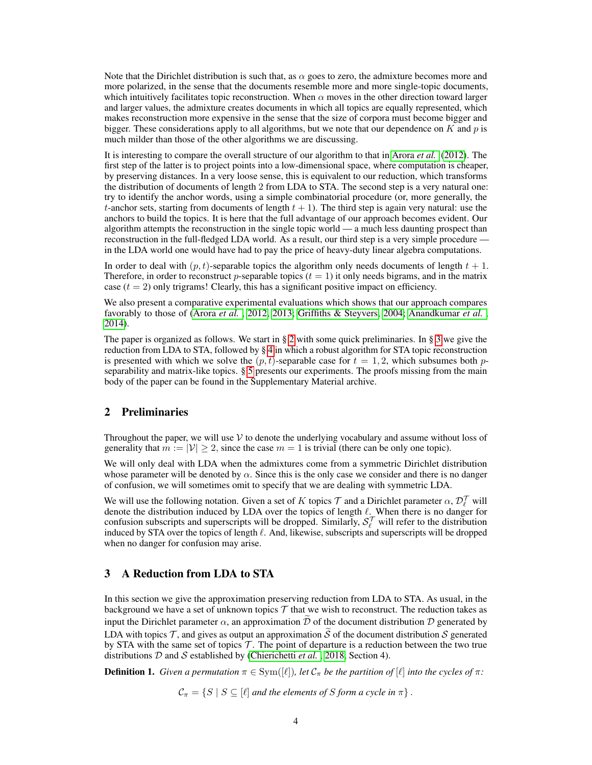Note that the Dirichlet distribution is such that, as $\alpha$ goes to zero, the admixture becomes more and more polarized, in the sense that the documents resemble more and more single-topic documents, which intuitively facilitates topic reconstruction. When $\alpha$ moves in the other direction toward larger and larger values, the admixture creates documents in which all topics are equally represented, which makes reconstruction more expensive in the sense that the size of corpora must become bigger and bigger. These considerations apply to all algorithms, but we note that our dependence on $K$ and $p$ is much milder than those of the other algorithms we are discussing.

It is interesting to compare the overall structure of our algorithm to that in Arora *et al.* (2012). The first step of the latter is to project points into a low-dimensional space, where computation is cheaper, by preserving distances. In a very loose sense, this is equivalent to our reduction, which transforms the distribution of documents of length 2 from LDA to STA. The second step is a very natural one: try to identify the anchor words, using a simple combinatorial procedure (or, more generally, the $t$-anchor sets, starting from documents of length $t+1$). The third step is again very natural: use the anchors to build the topics. It is here that the full advantage of our approach becomes evident. Our algorithm attempts the reconstruction in the single topic world — a much less daunting prospect than reconstruction in the full-fledged LDA world. As a result, our third step is a very simple procedure — in the LDA world one would have had to pay the price of heavy-duty linear algebra computations.

In order to deal with $(p,t)$-separable topics the algorithm only needs documents of length $t+1$. Therefore, in order to reconstruct $p$-separable topics ($t=1$) it only needs bigrams, and in the matrix case ($t=2$) only trigrams! Clearly, this has a significant positive impact on efficiency.

We also present a comparative experimental evaluations which shows that our approach compares favorably to those of (Arora *et al.*, 2012, 2013; Griffiths & Steyvers, 2004; Anandkumar *et al.*, 2014).

The paper is organized as follows. We start in § 2 with some quick preliminaries. In § 3 we give the reduction from LDA to STA, followed by § 4 in which a robust algorithm for STA topic reconstruction is presented with which we solve the $(p,t)$-separable case for $t=1,2$, which subsumes both $p$-separability and matrix-like topics. § 5 presents our experiments. The proofs missing from the main body of the paper can be found in the Supplementary Material archive.

## 2 Preliminaries

Throughout the paper, we will use $\mathcal{V}$ to denote the underlying vocabulary and assume without loss of generality that $m := |\mathcal{V}| \geq 2$, since the case $m = 1$ is trivial (there can be only one topic).

We will only deal with LDA when the admixtures come from a symmetric Dirichlet distribution whose parameter will be denoted by $\alpha$. Since this is the only case we consider and there is no danger of confusion, we will sometimes omit to specify that we are dealing with symmetric LDA.

We will use the following notation. Given a set of $K$ topics $\mathcal{T}$ and a Dirichlet parameter $\alpha$, $\mathcal{D}_\ell^{\mathcal{T}}$ will denote the distribution induced by LDA over the topics of length $\ell$. When there is no danger for confusion subscripts and superscripts will be dropped. Similarly, $\mathcal{S}_\ell^{\mathcal{T}}$ will refer to the distribution induced by STA over the topics of length $\ell$. And, likewise, subscripts and superscripts will be dropped when no danger for confusion may arise.

## 3 A Reduction from LDA to STA

In this section we give the approximation preserving reduction from LDA to STA. As usual, in the background we have a set of unknown topics $\mathcal{T}$ that we wish to reconstruct. The reduction takes as input the Dirichlet parameter $\alpha$, an approximation $\widetilde{\mathcal{D}}$ of the document distribution $\mathcal{D}$ generated by LDA with topics $\mathcal{T}$, and gives as output an approximation $\widetilde{\mathcal{S}}$ of the document distribution $\mathcal{S}$ generated by STA with the same set of topics $\mathcal{T}$. The point of departure is a reduction between the two true distributions $\mathcal{D}$ and $\mathcal{S}$ established by (Chierichetti *et al.*, 2018, Section 4).

**Definition 1.** *Given a permutation $\pi \in \mathrm{Sym}([\ell])$, let $\mathcal{C}_\pi$ be the partition of $[\ell]$ into the cycles of $\pi$:*

$$\mathcal{C}_\pi = \{S \mid S \subseteq [\ell] \text{ and the elements of } S \text{ form a cycle in } \pi\}.$$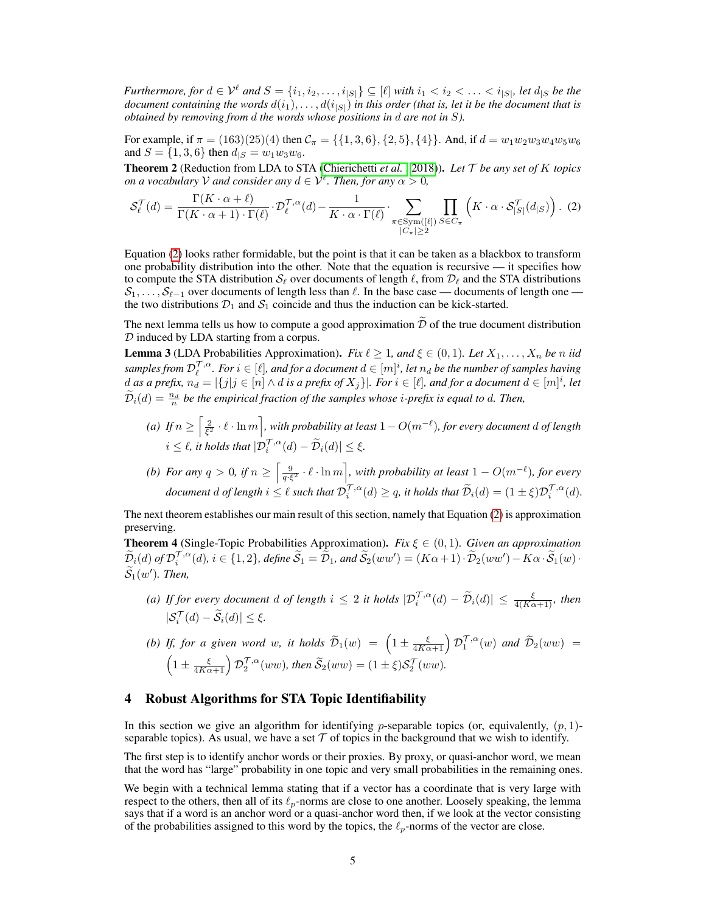*Furthermore, for $d \in \mathcal{V}^\ell$ and $S = \{i_1, i_2, \ldots, i_{|S|}\} \subseteq [\ell]$ with $i_1 < i_2 < \ldots < i_{|S|}$, let $d_{|S}$ be the document containing the words $d(i_1), \ldots, d(i_{|S|})$ in this order (that is, let it be the document that is obtained by removing from $d$ the words whose positions in $d$ are not in $S$).*

For example, if $\pi = (163)(25)(4)$ then $\mathcal{C}_\pi = \{\{1,3,6\},\{2,5\},\{4\}\}$. And, if $d = w_1w_2w_3w_4w_5w_6$ and $S = \{1,3,6\}$ then $d_{|S} = w_1w_3w_6$.

**Theorem 2** (Reduction from LDA to STA (Chierichetti *et al.*, 2018)). *Let $\mathcal{T}$ be any set of $K$ topics on a vocabulary $\mathcal{V}$ and consider any $d \in \mathcal{V}^\ell$. Then, for any $\alpha > 0$,*

$$\mathcal{S}_\ell^{\mathcal{T}}(d) = \frac{\Gamma(K\cdot\alpha+\ell)}{\Gamma(K\cdot\alpha+1)\cdot\Gamma(\ell)}\cdot\mathcal{D}_\ell^{\mathcal{T},\alpha}(d) - \frac{1}{K\cdot\alpha\cdot\Gamma(\ell)}\cdot\sum_{\substack{\pi\in\mathrm{Sym}([\ell])\\|C_\pi|\geq 2}}\prod_{S\in C_\pi}\left(K\cdot\alpha\cdot\mathcal{S}_{|S|}^{\mathcal{T}}(d_{|S})\right). \quad (2)$$

Equation (2) looks rather formidable, but the point is that it can be taken as a blackbox to transform one probability distribution into the other. Note that the equation is recursive — it specifies how to compute the STA distribution $\mathcal{S}_\ell$ over documents of length $\ell$, from $\mathcal{D}_\ell$ and the STA distributions $\mathcal{S}_1, \ldots, \mathcal{S}_{\ell-1}$ over documents of length less than $\ell$. In the base case — documents of length one — the two distributions $\mathcal{D}_1$ and $\mathcal{S}_1$ coincide and thus the induction can be kick-started.

The next lemma tells us how to compute a good approximation $\widetilde{\mathcal{D}}$ of the true document distribution $\mathcal{D}$ induced by LDA starting from a corpus.

**Lemma 3** (LDA Probabilities Approximation). *Fix $\ell \geq 1$, and $\xi \in (0,1)$. Let $X_1, \ldots, X_n$ be $n$ iid samples from $\mathcal{D}_\ell^{\mathcal{T},\alpha}$. For $i \in [\ell]$, and for a document $d \in [m]^i$, let $n_d$ be the number of samples having $d$ as a prefix, $n_d = |\{j | j \in [n] \wedge d \text{ is a prefix of } X_j\}|$. For $i \in [\ell]$, and for a document $d \in [m]^i$, let $\widetilde{\mathcal{D}}_i(d) = \frac{n_d}{n}$ be the empirical fraction of the samples whose $i$-prefix is equal to $d$. Then,*

- *(a) If $n \geq \left\lceil \frac{2}{\xi^2}\cdot\ell\cdot\ln m\right\rceil$, with probability at least $1 - O(m^{-\ell})$, for every document $d$ of length $i \leq \ell$, it holds that $|\mathcal{D}_i^{\mathcal{T},\alpha}(d) - \widetilde{\mathcal{D}}_i(d)| \leq \xi$.*
- *(b) For any $q > 0$, if $n \geq \left\lceil \frac{9}{q\cdot\xi^2}\cdot\ell\cdot\ln m\right\rceil$, with probability at least $1 - O(m^{-\ell})$, for every document $d$ of length $i \leq \ell$ such that $\mathcal{D}_i^{\mathcal{T},\alpha}(d) \geq q$, it holds that $\widetilde{\mathcal{D}}_i(d) = (1\pm\xi)\mathcal{D}_i^{\mathcal{T},\alpha}(d)$.*

The next theorem establishes our main result of this section, namely that Equation (2) is approximation preserving.

**Theorem 4** (Single-Topic Probabilities Approximation). *Fix $\xi \in (0,1)$. Given an approximation $\widetilde{\mathcal{D}}_i(d)$ of $\mathcal{D}_i^{\mathcal{T},\alpha}(d)$, $i \in \{1,2\}$, define $\widetilde{\mathcal{S}}_1 = \widetilde{\mathcal{D}}_1$, and $\widetilde{\mathcal{S}}_2(ww') = (K\alpha+1)\cdot\widetilde{\mathcal{D}}_2(ww') - K\alpha\cdot\widetilde{\mathcal{S}}_1(w)\cdot\widetilde{\mathcal{S}}_1(w')$. Then,*

- *(a) If for every document $d$ of length $i \leq 2$ it holds $|\mathcal{D}_i^{\mathcal{T},\alpha}(d) - \widetilde{\mathcal{D}}_i(d)| \leq \frac{\xi}{4(K\alpha+1)}$, then $|\mathcal{S}_i^{\mathcal{T}}(d) - \widetilde{\mathcal{S}}_i(d)| \leq \xi$.*
- *(b) If, for a given word $w$, it holds $\widetilde{\mathcal{D}}_1(w) = \left(1 \pm \frac{\xi}{4K\alpha+1}\right)\mathcal{D}_1^{\mathcal{T},\alpha}(w)$ and $\widetilde{\mathcal{D}}_2(ww) = \left(1 \pm \frac{\xi}{4K\alpha+1}\right)\mathcal{D}_2^{\mathcal{T},\alpha}(ww)$, then $\widetilde{\mathcal{S}}_2(ww) = (1\pm\xi)\mathcal{S}_2^{\mathcal{T}}(ww)$.*

## 4 Robust Algorithms for STA Topic Identifiability

In this section we give an algorithm for identifying $p$-separable topics (or, equivalently, $(p,1)$-separable topics). As usual, we have a set $\mathcal{T}$ of topics in the background that we wish to identify.

The first step is to identify anchor words or their proxies. By proxy, or quasi-anchor word, we mean that the word has "large" probability in one topic and very small probabilities in the remaining ones.

We begin with a technical lemma stating that if a vector has a coordinate that is very large with respect to the others, then all of its $\ell_p$-norms are close to one another. Loosely speaking, the lemma says that if a word is an anchor word or a quasi-anchor word then, if we look at the vector consisting of the probabilities assigned to this word by the topics, the $\ell_p$-norms of the vector are close.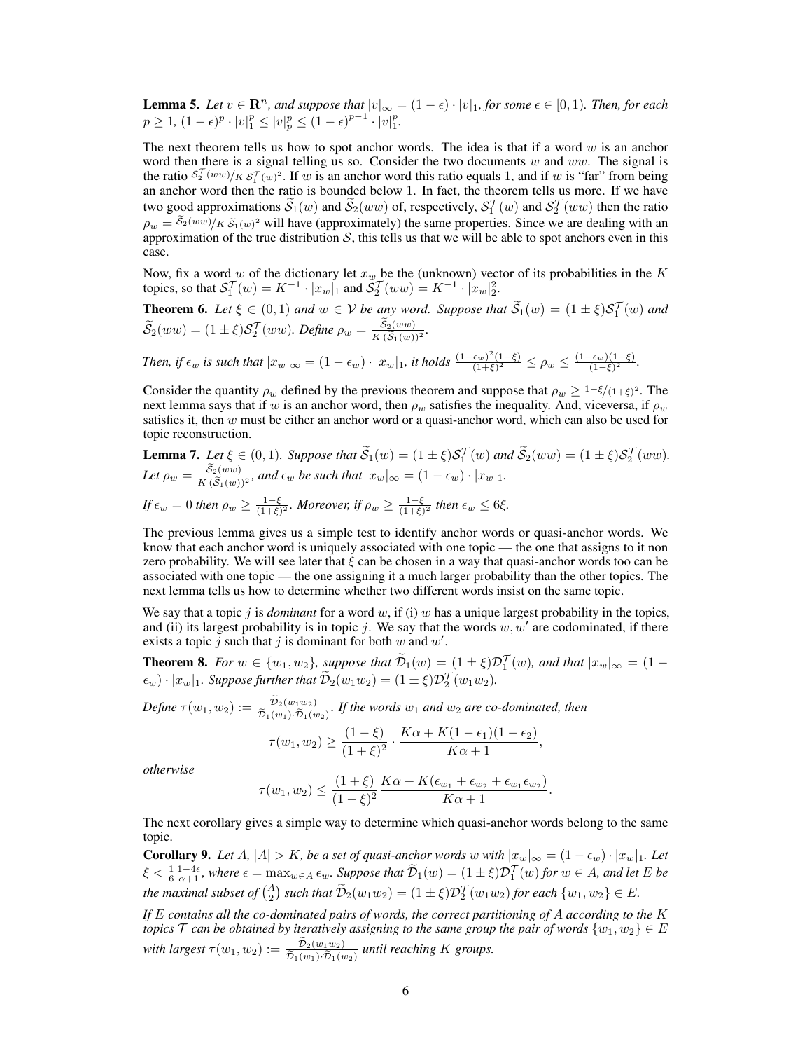**Lemma 5.** *Let $v \in \mathbf{R}^n$, and suppose that $|v|_\infty = (1-\epsilon) \cdot |v|_1$, for some $\epsilon \in [0,1)$. Then, for each $p \geq 1$, $(1-\epsilon)^p \cdot |v|_1^p \leq |v|_p^p \leq (1-\epsilon)^{p-1} \cdot |v|_1^p$.*

The next theorem tells us how to spot anchor words. The idea is that if a word $w$ is an anchor word then there is a signal telling us so. Consider the two documents $w$ and $ww$. The signal is the ratio $\mathcal{S}_2^{\mathcal{T}}(ww)/K\,\mathcal{S}_1^{\mathcal{T}}(w)^2$. If $w$ is an anchor word this ratio equals 1, and if $w$ is "far" from being an anchor word then the ratio is bounded below 1. In fact, the theorem tells us more. If we have two good approximations $\widetilde{\mathcal{S}}_1(w)$ and $\widetilde{\mathcal{S}}_2(ww)$ of, respectively, $\mathcal{S}_1^{\mathcal{T}}(w)$ and $\mathcal{S}_2^{\mathcal{T}}(ww)$ then the ratio $\rho_w = \widetilde{\mathcal{S}}_2(ww)/K\,\widetilde{\mathcal{S}}_1(w)^2$ will have (approximately) the same properties. Since we are dealing with an approximation of the true distribution $\mathcal{S}$, this tells us that we will be able to spot anchors even in this case.

Now, fix a word $w$ of the dictionary let $x_w$ be the (unknown) vector of its probabilities in the $K$ topics, so that $\mathcal{S}_1^{\mathcal{T}}(w) = K^{-1} \cdot |x_w|_1$ and $\mathcal{S}_2^{\mathcal{T}}(ww) = K^{-1} \cdot |x_w|_2^2$.

**Theorem 6.** *Let $\xi \in (0,1)$ and $w \in \mathcal{V}$ be any word. Suppose that $\widetilde{\mathcal{S}}_1(w) = (1 \pm \xi)\mathcal{S}_1^{\mathcal{T}}(w)$ and $\widetilde{\mathcal{S}}_2(ww) = (1 \pm \xi)\mathcal{S}_2^{\mathcal{T}}(ww)$. Define $\rho_w = \frac{\widetilde{\mathcal{S}}_2(ww)}{K\,(\widetilde{\mathcal{S}}_1(w))^2}$.*

*Then, if $\epsilon_w$ is such that $|x_w|_\infty = (1-\epsilon_w) \cdot |x_w|_1$, it holds $\frac{(1-\epsilon_w)^2(1-\xi)}{(1+\xi)^2} \leq \rho_w \leq \frac{(1-\epsilon_w)(1+\xi)}{(1-\xi)^2}$.*

Consider the quantity $\rho_w$ defined by the previous theorem and suppose that $\rho_w \geq {1-\xi}/{(1+\xi)^2}$. The next lemma says that if $w$ is an anchor word, then $\rho_w$ satisfies the inequality. And, viceversa, if $\rho_w$ satisfies it, then $w$ must be either an anchor word or a quasi-anchor word, which can also be used for topic reconstruction.

**Lemma 7.** *Let $\xi \in (0,1)$. Suppose that $\widetilde{\mathcal{S}}_1(w) = (1 \pm \xi)\mathcal{S}_1^{\mathcal{T}}(w)$ and $\widetilde{\mathcal{S}}_2(ww) = (1 \pm \xi)\mathcal{S}_2^{\mathcal{T}}(ww)$. Let $\rho_w = \frac{\widetilde{\mathcal{S}}_2(ww)}{K\,(\widetilde{\mathcal{S}}_1(w))^2}$, and $\epsilon_w$ be such that $|x_w|_\infty = (1-\epsilon_w) \cdot |x_w|_1$.*

*If $\epsilon_w = 0$ then $\rho_w \geq \frac{1-\xi}{(1+\xi)^2}$. Moreover, if $\rho_w \geq \frac{1-\xi}{(1+\xi)^2}$ then $\epsilon_w \leq 6\xi$.*

The previous lemma gives us a simple test to identify anchor words or quasi-anchor words. We know that each anchor word is uniquely associated with one topic — the one that assigns to it non zero probability. We will see later that $\xi$ can be chosen in a way that quasi-anchor words too can be associated with one topic — the one assigning it a much larger probability than the other topics. The next lemma tells us how to determine whether two different words insist on the same topic.

We say that a topic $j$ is *dominant* for a word $w$, if (i) $w$ has a unique largest probability in the topics, and (ii) its largest probability is in topic $j$. We say that the words $w, w'$ are codominated, if there exists a topic $j$ such that $j$ is dominant for both $w$ and $w'$.

**Theorem 8.** *For $w \in \{w_1, w_2\}$, suppose that $\widetilde{\mathcal{D}}_1(w) = (1 \pm \xi)\mathcal{D}_1^{\mathcal{T}}(w)$, and that $|x_w|_\infty = (1-\epsilon_w) \cdot |x_w|_1$. Suppose further that $\widetilde{\mathcal{D}}_2(w_1 w_2) = (1 \pm \xi)\mathcal{D}_2^{\mathcal{T}}(w_1 w_2)$.*

*Define $\tau(w_1, w_2) := \frac{\widetilde{\mathcal{D}}_2(w_1 w_2)}{\widetilde{\mathcal{D}}_1(w_1) \cdot \widetilde{\mathcal{D}}_1(w_2)}$. If the words $w_1$ and $w_2$ are co-dominated, then*

$$\tau(w_1, w_2) \geq \frac{(1-\xi)}{(1+\xi)^2} \cdot \frac{K\alpha + K(1-\epsilon_1)(1-\epsilon_2)}{K\alpha + 1},$$

*otherwise*

$$\tau(w_1, w_2) \leq \frac{(1+\xi)}{(1-\xi)^2} \frac{K\alpha + K(\epsilon_{w_1} + \epsilon_{w_2} + \epsilon_{w_1}\epsilon_{w_2})}{K\alpha + 1}.$$

The next corollary gives a simple way to determine which quasi-anchor words belong to the same topic.

**Corollary 9.** *Let $A$, $|A| > K$, be a set of quasi-anchor words $w$ with $|x_w|_\infty = (1-\epsilon_w) \cdot |x_w|_1$. Let $\xi < \frac{1}{6}\frac{1-4\epsilon}{\alpha+1}$, where $\epsilon = \max_{w \in A} \epsilon_w$. Suppose that $\widetilde{\mathcal{D}}_1(w) = (1 \pm \xi)\mathcal{D}_1^{\mathcal{T}}(w)$ for $w \in A$, and let $E$ be the maximal subset of $\binom{A}{2}$ such that $\widetilde{\mathcal{D}}_2(w_1 w_2) = (1 \pm \xi)\mathcal{D}_2^{\mathcal{T}}(w_1 w_2)$ for each $\{w_1, w_2\} \in E$.*

*If $E$ contains all the co-dominated pairs of words, the correct partitioning of $A$ according to the $K$ topics $\mathcal{T}$ can be obtained by iteratively assigning to the same group the pair of words $\{w_1, w_2\} \in E$ with largest $\tau(w_1, w_2) := \frac{\widetilde{\mathcal{D}}_2(w_1 w_2)}{\widetilde{\mathcal{D}}_1(w_1) \cdot \widetilde{\mathcal{D}}_1(w_2)}$ until reaching $K$ groups.*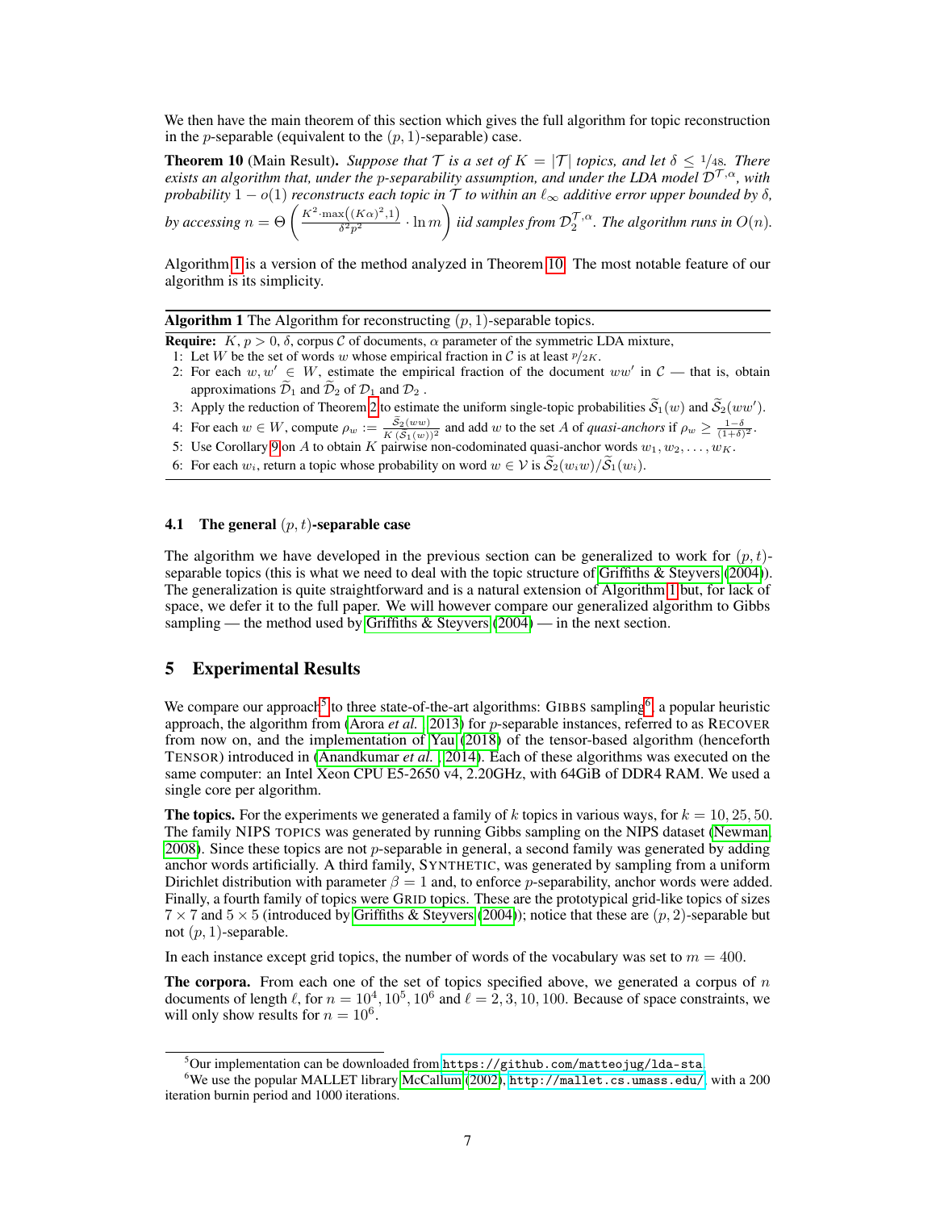We then have the main theorem of this section which gives the full algorithm for topic reconstruction in the $p$-separable (equivalent to the $(p, 1)$-separable) case.

**Theorem 10** (Main Result)**.** *Suppose that $\mathcal{T}$ is a set of $K = |\mathcal{T}|$ topics, and let $\delta \leq 1/48$. There exists an algorithm that, under the $p$-separability assumption, and under the LDA model $\mathcal{D}^{\mathcal{T},\alpha}$, with probability $1 - o(1)$ reconstructs each topic in $\mathcal{T}$ to within an $\ell_\infty$ additive error upper bounded by $\delta$, by accessing $n = \Theta\left(\frac{K^2 \cdot \max\left((K\alpha)^2, 1\right)}{\delta^2 p^2} \cdot \ln m\right)$ iid samples from $\mathcal{D}_2^{\mathcal{T},\alpha}$. The algorithm runs in $O(n)$.*

Algorithm 1 is a version of the method analyzed in Theorem 10. The most notable feature of our algorithm is its simplicity.

**Algorithm 1** The Algorithm for reconstructing $(p, 1)$-separable topics.

**Require:** $K$, $p > 0$, $\delta$, corpus $\mathcal{C}$ of documents, $\alpha$ parameter of the symmetric LDA mixture,

1: Let $W$ be the set of words $w$ whose empirical fraction in $\mathcal{C}$ is at least $p/2K$.
2: For each $w, w' \in W$, estimate the empirical fraction of the document $ww'$ in $\mathcal{C}$ — that is, obtain approximations $\widetilde{\mathcal{D}}_1$ and $\widetilde{\mathcal{D}}_2$ of $\mathcal{D}_1$ and $\mathcal{D}_2$ .
3: Apply the reduction of Theorem 2 to estimate the uniform single-topic probabilities $\widetilde{\mathcal{S}}_1(w)$ and $\widetilde{\mathcal{S}}_2(ww')$.
4: For each $w \in W$, compute $\rho_w := \frac{\widetilde{\mathcal{S}}_2(ww)}{K\,(\widetilde{\mathcal{S}}_1(w))^2}$ and add $w$ to the set $A$ of *quasi-anchors* if $\rho_w \geq \frac{1-\delta}{(1+\delta)^2}$.
5: Use Corollary 9 on $A$ to obtain $K$ pairwise non-codominated quasi-anchor words $w_1, w_2, \ldots, w_K$.
6: For each $w_i$, return a topic whose probability on word $w \in \mathcal{V}$ is $\widetilde{\mathcal{S}}_2(w_i w)/\widetilde{\mathcal{S}}_1(w_i)$.

### 4.1 The general $(p, t)$-separable case

The algorithm we have developed in the previous section can be generalized to work for $(p, t)$-separable topics (this is what we need to deal with the topic structure of Griffiths & Steyvers (2004)). The generalization is quite straightforward and is a natural extension of Algorithm 1 but, for lack of space, we defer it to the full paper. We will however compare our generalized algorithm to Gibbs sampling — the method used by Griffiths & Steyvers (2004) — in the next section.

## 5 Experimental Results

We compare our approach[5] to three state-of-the-art algorithms: GIBBS sampling[6], a popular heuristic approach, the algorithm from (Arora *et al.*, 2013) for $p$-separable instances, referred to as RECOVER from now on, and the implementation of Yau (2018) of the tensor-based algorithm (henceforth TENSOR) introduced in (Anandkumar *et al.*, 2014). Each of these algorithms was executed on the same computer: an Intel Xeon CPU E5-2650 v4, 2.20GHz, with 64GiB of DDR4 RAM. We used a single core per algorithm.

**The topics.** For the experiments we generated a family of $k$ topics in various ways, for $k = 10, 25, 50$. The family NIPS TOPICS was generated by running Gibbs sampling on the NIPS dataset (Newman, 2008). Since these topics are not $p$-separable in general, a second family was generated by adding anchor words artificially. A third family, SYNTHETIC, was generated by sampling from a uniform Dirichlet distribution with parameter $\beta = 1$ and, to enforce $p$-separability, anchor words were added. Finally, a fourth family of topics were GRID topics. These are the prototypical grid-like topics of sizes $7 \times 7$ and $5 \times 5$ (introduced by Griffiths & Steyvers (2004)); notice that these are $(p, 2)$-separable but not $(p, 1)$-separable.

In each instance except grid topics, the number of words of the vocabulary was set to $m = 400$.

**The corpora.** From each one of the set of topics specified above, we generated a corpus of $n$ documents of length $\ell$, for $n = 10^4, 10^5, 10^6$ and $\ell = 2, 3, 10, 100$. Because of space constraints, we will only show results for $n = 10^6$.

[5] Our implementation can be downloaded from https://github.com/matteojug/lda-sta.

[6] We use the popular MALLET library McCallum (2002), http://mallet.cs.umass.edu/, with a 200 iteration burnin period and 1000 iterations.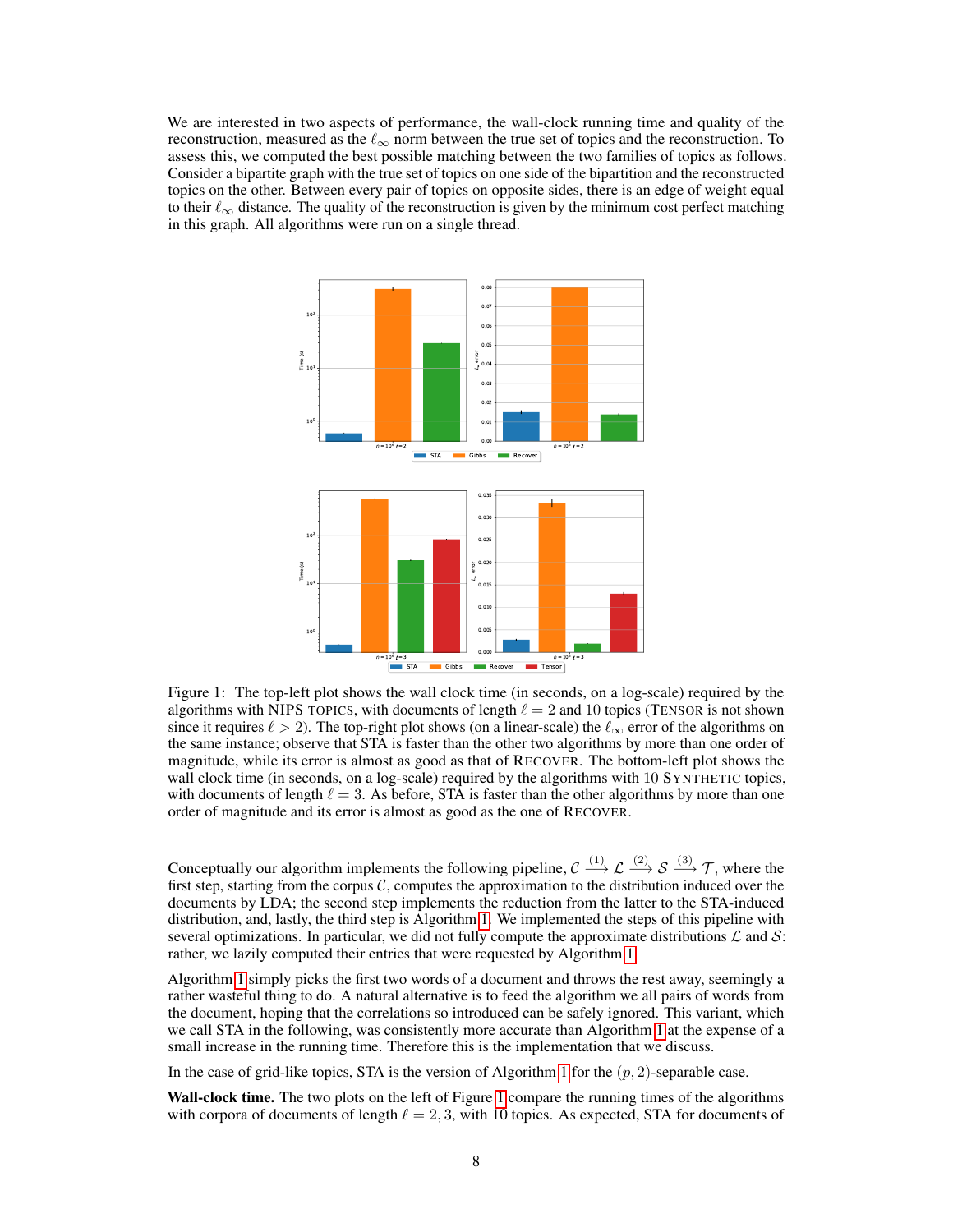We are interested in two aspects of performance, the wall-clock running time and quality of the reconstruction, measured as the $\ell_\infty$ norm between the true set of topics and the reconstruction. To assess this, we computed the best possible matching between the two families of topics as follows. Consider a bipartite graph with the true set of topics on one side of the bipartition and the reconstructed topics on the other. Between every pair of topics on opposite sides, there is an edge of weight equal to their $\ell_\infty$ distance. The quality of the reconstruction is given by the minimum cost perfect matching in this graph. All algorithms were run on a single thread.

Figure 1: The top-left plot shows the wall clock time (in seconds, on a log-scale) required by the algorithms with NIPS TOPICS, with documents of length $\ell = 2$ and 10 topics (TENSOR is not shown since it requires $\ell > 2$). The top-right plot shows (on a linear-scale) the $\ell_\infty$ error of the algorithms on the same instance; observe that STA is faster than the other two algorithms by more than one order of magnitude, while its error is almost as good as that of RECOVER. The bottom-left plot shows the wall clock time (in seconds, on a log-scale) required by the algorithms with 10 SYNTHETIC topics, with documents of length $\ell = 3$. As before, STA is faster than the other algorithms by more than one order of magnitude and its error is almost as good as the one of RECOVER.

Conceptually our algorithm implements the following pipeline, $\mathcal{C} \xrightarrow{(1)} \mathcal{L} \xrightarrow{(2)} \mathcal{S} \xrightarrow{(3)} \mathcal{T}$, where the first step, starting from the corpus $\mathcal{C}$, computes the approximation to the distribution induced over the documents by LDA; the second step implements the reduction from the latter to the STA-induced distribution, and, lastly, the third step is Algorithm 1. We implemented the steps of this pipeline with several optimizations. In particular, we did not fully compute the approximate distributions $\mathcal{L}$ and $\mathcal{S}$: rather, we lazily computed their entries that were requested by Algorithm 1.

Algorithm 1 simply picks the first two words of a document and throws the rest away, seemingly a rather wasteful thing to do. A natural alternative is to feed the algorithm we all pairs of words from the document, hoping that the correlations so introduced can be safely ignored. This variant, which we call STA in the following, was consistently more accurate than Algorithm 1 at the expense of a small increase in the running time. Therefore this is the implementation that we discuss.

In the case of grid-like topics, STA is the version of Algorithm 1 for the $(p, 2)$-separable case.

**Wall-clock time.** The two plots on the left of Figure 1 compare the running times of the algorithms with corpora of documents of length $\ell = 2, 3$, with 10 topics. As expected, STA for documents of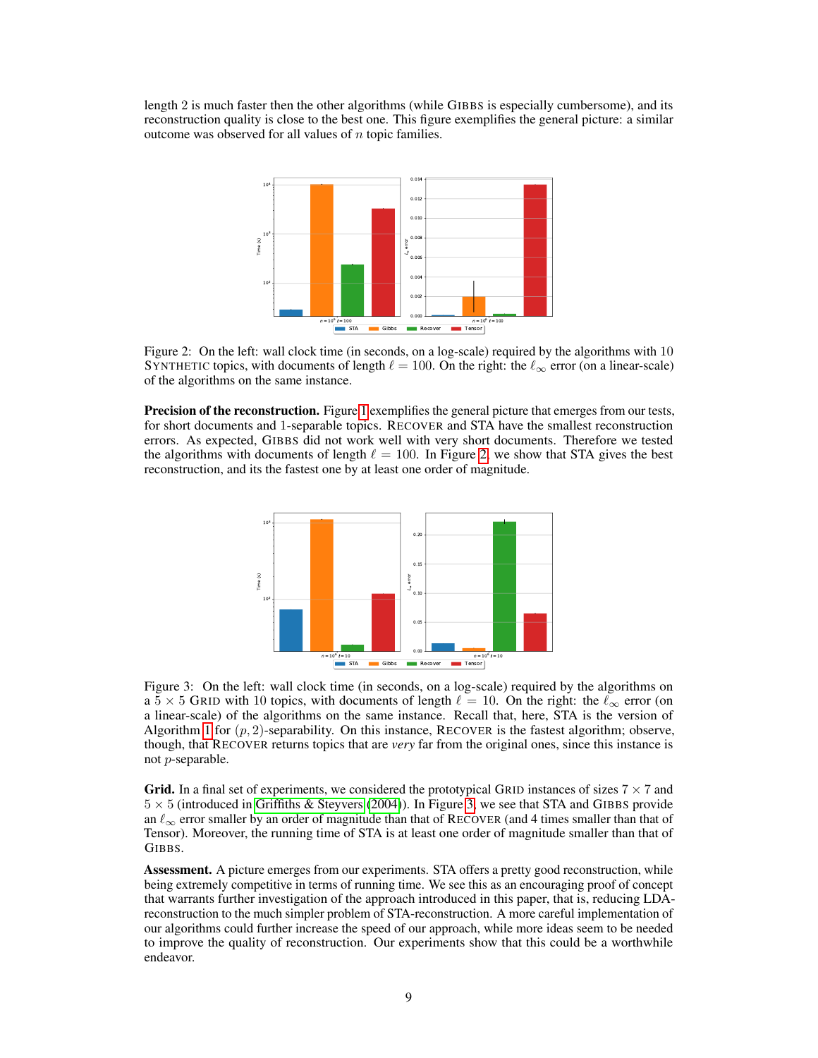length 2 is much faster then the other algorithms (while GIBBS is especially cumbersome), and its reconstruction quality is close to the best one. This figure exemplifies the general picture: a similar outcome was observed for all values of $n$ topic families.

Figure 2: On the left: wall clock time (in seconds, on a log-scale) required by the algorithms with 10 SYNTHETIC topics, with documents of length $\ell = 100$. On the right: the $\ell_\infty$ error (on a linear-scale) of the algorithms on the same instance.

**Precision of the reconstruction.** Figure 1 exemplifies the general picture that emerges from our tests, for short documents and 1-separable topics. RECOVER and STA have the smallest reconstruction errors. As expected, GIBBS did not work well with very short documents. Therefore we tested the algorithms with documents of length $\ell = 100$. In Figure 2, we show that STA gives the best reconstruction, and its the fastest one by at least one order of magnitude.

Figure 3: On the left: wall clock time (in seconds, on a log-scale) required by the algorithms on a $5 \times 5$ GRID with 10 topics, with documents of length $\ell = 10$. On the right: the $\ell_\infty$ error (on a linear-scale) of the algorithms on the same instance. Recall that, here, STA is the version of Algorithm 1 for $(p, 2)$-separability. On this instance, RECOVER is the fastest algorithm; observe, though, that RECOVER returns topics that are *very* far from the original ones, since this instance is not $p$-separable.

**Grid.** In a final set of experiments, we considered the prototypical GRID instances of sizes $7 \times 7$ and $5 \times 5$ (introduced in Griffiths & Steyvers (2004)). In Figure 3, we see that STA and GIBBS provide an $\ell_\infty$ error smaller by an order of magnitude than that of RECOVER (and 4 times smaller than that of Tensor). Moreover, the running time of STA is at least one order of magnitude smaller than that of GIBBS.

**Assessment.** A picture emerges from our experiments. STA offers a pretty good reconstruction, while being extremely competitive in terms of running time. We see this as an encouraging proof of concept that warrants further investigation of the approach introduced in this paper, that is, reducing LDA-reconstruction to the much simpler problem of STA-reconstruction. A more careful implementation of our algorithms could further increase the speed of our approach, while more ideas seem to be needed to improve the quality of reconstruction. Our experiments show that this could be a worthwhile endeavor.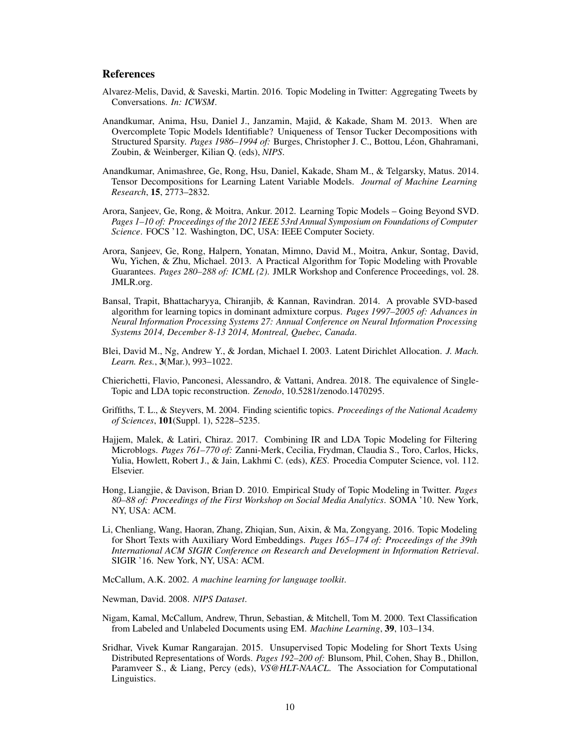## References

Alvarez-Melis, David, & Saveski, Martin. 2016. Topic Modeling in Twitter: Aggregating Tweets by Conversations. *In: ICWSM*.

Anandkumar, Anima, Hsu, Daniel J., Janzamin, Majid, & Kakade, Sham M. 2013. When are Overcomplete Topic Models Identifiable? Uniqueness of Tensor Tucker Decompositions with Structured Sparsity. *Pages 1986–1994 of:* Burges, Christopher J. C., Bottou, Léon, Ghahramani, Zoubin, & Weinberger, Kilian Q. (eds), *NIPS*.

Anandkumar, Animashree, Ge, Rong, Hsu, Daniel, Kakade, Sham M., & Telgarsky, Matus. 2014. Tensor Decompositions for Learning Latent Variable Models. *Journal of Machine Learning Research*, **15**, 2773–2832.

Arora, Sanjeev, Ge, Rong, & Moitra, Ankur. 2012. Learning Topic Models – Going Beyond SVD. *Pages 1–10 of: Proceedings of the 2012 IEEE 53rd Annual Symposium on Foundations of Computer Science*. FOCS '12. Washington, DC, USA: IEEE Computer Society.

Arora, Sanjeev, Ge, Rong, Halpern, Yonatan, Mimno, David M., Moitra, Ankur, Sontag, David, Wu, Yichen, & Zhu, Michael. 2013. A Practical Algorithm for Topic Modeling with Provable Guarantees. *Pages 280–288 of: ICML (2)*. JMLR Workshop and Conference Proceedings, vol. 28. JMLR.org.

Bansal, Trapit, Bhattacharyya, Chiranjib, & Kannan, Ravindran. 2014. A provable SVD-based algorithm for learning topics in dominant admixture corpus. *Pages 1997–2005 of: Advances in Neural Information Processing Systems 27: Annual Conference on Neural Information Processing Systems 2014, December 8-13 2014, Montreal, Quebec, Canada*.

Blei, David M., Ng, Andrew Y., & Jordan, Michael I. 2003. Latent Dirichlet Allocation. *J. Mach. Learn. Res.*, **3**(Mar.), 993–1022.

Chierichetti, Flavio, Panconesi, Alessandro, & Vattani, Andrea. 2018. The equivalence of Single-Topic and LDA topic reconstruction. *Zenodo*, 10.5281/zenodo.1470295.

Griffiths, T. L., & Steyvers, M. 2004. Finding scientific topics. *Proceedings of the National Academy of Sciences*, **101**(Suppl. 1), 5228–5235.

Hajjem, Malek, & Latiri, Chiraz. 2017. Combining IR and LDA Topic Modeling for Filtering Microblogs. *Pages 761–770 of:* Zanni-Merk, Cecilia, Frydman, Claudia S., Toro, Carlos, Hicks, Yulia, Howlett, Robert J., & Jain, Lakhmi C. (eds), *KES*. Procedia Computer Science, vol. 112. Elsevier.

Hong, Liangjie, & Davison, Brian D. 2010. Empirical Study of Topic Modeling in Twitter. *Pages 80–88 of: Proceedings of the First Workshop on Social Media Analytics*. SOMA '10. New York, NY, USA: ACM.

Li, Chenliang, Wang, Haoran, Zhang, Zhiqian, Sun, Aixin, & Ma, Zongyang. 2016. Topic Modeling for Short Texts with Auxiliary Word Embeddings. *Pages 165–174 of: Proceedings of the 39th International ACM SIGIR Conference on Research and Development in Information Retrieval*. SIGIR '16. New York, NY, USA: ACM.

McCallum, A.K. 2002. *A machine learning for language toolkit*.

Newman, David. 2008. *NIPS Dataset*.

Nigam, Kamal, McCallum, Andrew, Thrun, Sebastian, & Mitchell, Tom M. 2000. Text Classification from Labeled and Unlabeled Documents using EM. *Machine Learning*, **39**, 103–134.

Sridhar, Vivek Kumar Rangarajan. 2015. Unsupervised Topic Modeling for Short Texts Using Distributed Representations of Words. *Pages 192–200 of:* Blunsom, Phil, Cohen, Shay B., Dhillon, Paramveer S., & Liang, Percy (eds), *VS@HLT-NAACL*. The Association for Computational Linguistics.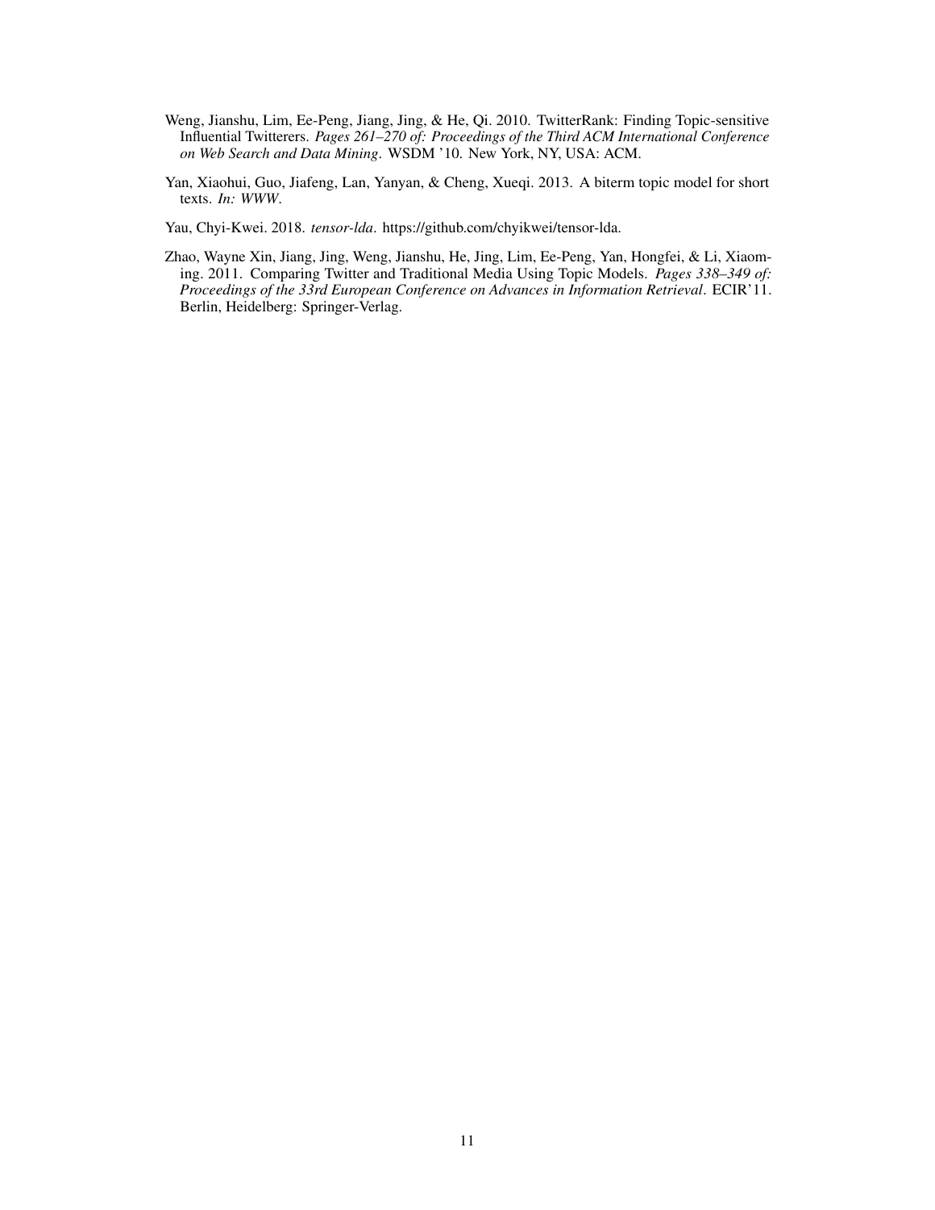Weng, Jianshu, Lim, Ee-Peng, Jiang, Jing, & He, Qi. 2010. TwitterRank: Finding Topic-sensitive Influential Twitterers. *Pages 261–270 of: Proceedings of the Third ACM International Conference on Web Search and Data Mining*. WSDM '10. New York, NY, USA: ACM.

Yan, Xiaohui, Guo, Jiafeng, Lan, Yanyan, & Cheng, Xueqi. 2013. A biterm topic model for short texts. *In: WWW*.

Yau, Chyi-Kwei. 2018. *tensor-lda*. https://github.com/chyikwei/tensor-lda.

Zhao, Wayne Xin, Jiang, Jing, Weng, Jianshu, He, Jing, Lim, Ee-Peng, Yan, Hongfei, & Li, Xiaoming. 2011. Comparing Twitter and Traditional Media Using Topic Models. *Pages 338–349 of: Proceedings of the 33rd European Conference on Advances in Information Retrieval*. ECIR'11. Berlin, Heidelberg: Springer-Verlag.